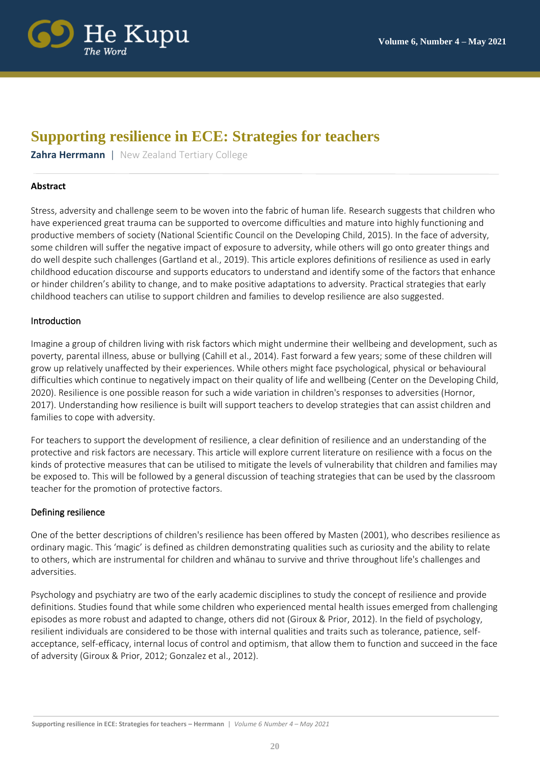# Supporting resilience in ECE: Strategies for teachers

**Zahra Herrmann** | New Zealand Tertiary College

## Abstract

Stress, adversity and challenge seem to be woven into the fabric of human life. Research suggests that children who have experienced great trauma can be supported to overcome difficulties and mature into highly functioning and productive members of society (National Scientific Council on the Developing Child, 2015). In the face of adversity, some children will suffer the negative impact of exposure to adversity, while others will go onto greater things and do well despite such challenges (Gartland et al., 2019). This article explores definitions of resilience as used in early childhood education discourse and supports educators to understand and identify some of the factors that enhance or hinder children's ability to change, and to make positive adaptations to adversity. Practical strategies that early childhood teachers can utilise to support children and families to develop resilience are also suggested.

## Introduction

Imagine a group of children living with risk factors which might undermine their wellbeing and development, such as poverty, parental illness, abuse or bullying (Cahill et al., 2014). Fast forward a few years; some of these children will grow up relatively unaffected by their experiences. While others might face psychological, physical or behavioural difficulties which continue to negatively impact on their quality of life and wellbeing (Center on the Developing Child, 2020). Resilience is one possible reason for such a wide variation in children's responses to adversities (Hornor, 2017). Understanding how resilience is built will support teachers to develop strategies that can assist children and families to cope with adversity.

For teachers to support the development of resilience, a clear definition of resilience and an understanding of the protective and risk factors are necessary. This article will explore current literature on resilience with a focus on the kinds of protective measures that can be utilised to mitigate the levels of vulnerability that children and families may be exposed to. This will be followed by a general discussion of teaching strategies that can be used by the classroom teacher for the promotion of protective factors.

## Defining resilience

One of the better descriptions of children's resilience has been offered by Masten (2001), who describes resilience as ordinary magic. This 'magic' is defined as children demonstrating qualities such as curiosity and the ability to relate to others, which are instrumental for children and whānau to survive and thrive throughout life's challenges and adversities.

Psychology and psychiatry are two of the early academic disciplines to study the concept of resilience and provide definitions. Studies found that while some children who experienced mental health issues emerged from challenging episodes as more robust and adapted to change, others did not (Giroux & Prior, 2012). In the field of psychology, resilient individuals are considered to be those with internal qualities and traits such as tolerance, patience, self-acceptance, self-efficacy, internal locus of control and optimism, that allow them to function and succeed in the face of adversity (Giroux & Prior, 2012; Gonzalez et al., 2012).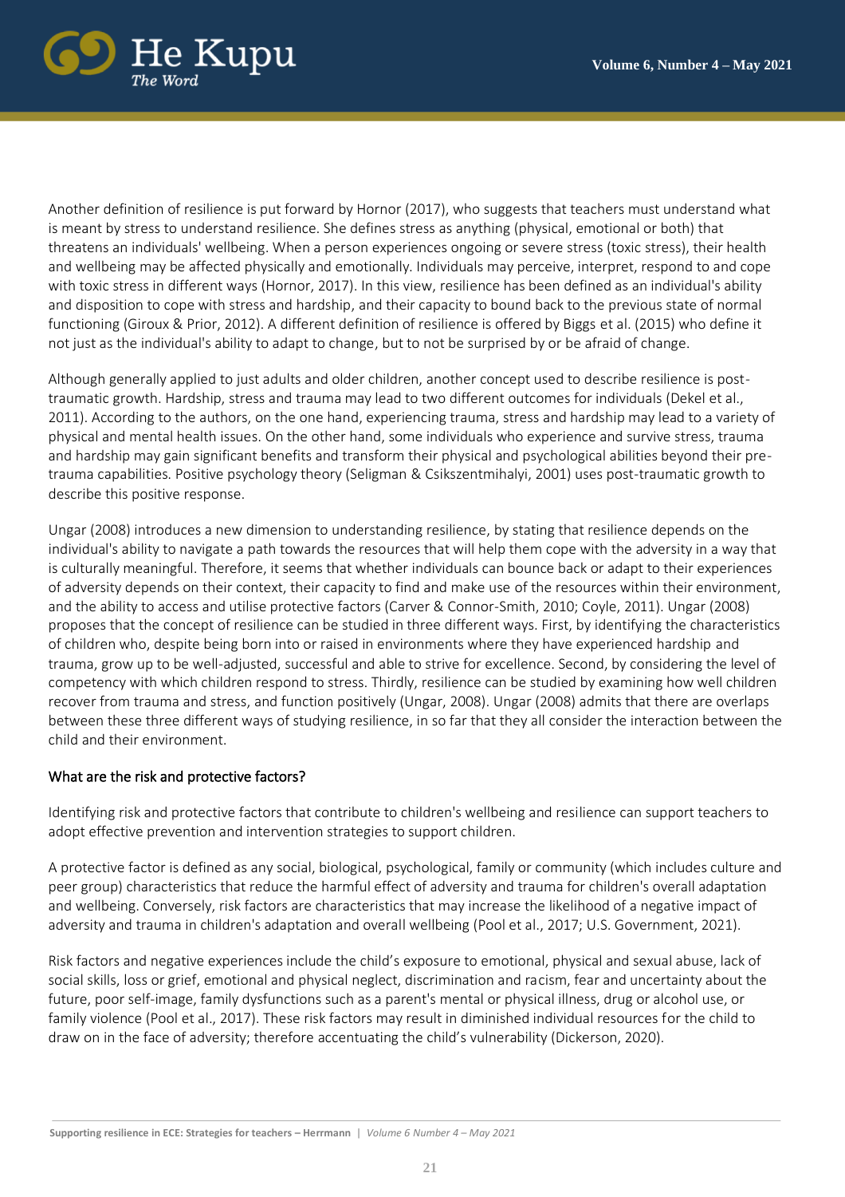Another definition of resilience is put forward by Hornor (2017), who suggests that teachers must understand what is meant by stress to understand resilience. She defines stress as anything (physical, emotional or both) that threatens an individuals' wellbeing. When a person experiences ongoing or severe stress (toxic stress), their health and wellbeing may be affected physically and emotionally. Individuals may perceive, interpret, respond to and cope with toxic stress in different ways (Hornor, 2017). In this view, resilience has been defined as an individual's ability and disposition to cope with stress and hardship, and their capacity to bound back to the previous state of normal functioning (Giroux & Prior, 2012). A different definition of resilience is offered by Biggs et al. (2015) who define it not just as the individual's ability to adapt to change, but to not be surprised by or be afraid of change.

Although generally applied to just adults and older children, another concept used to describe resilience is post-traumatic growth. Hardship, stress and trauma may lead to two different outcomes for individuals (Dekel et al., 2011). According to the authors, on the one hand, experiencing trauma, stress and hardship may lead to a variety of physical and mental health issues. On the other hand, some individuals who experience and survive stress, trauma and hardship may gain significant benefits and transform their physical and psychological abilities beyond their pre-trauma capabilities. Positive psychology theory (Seligman & Csikszentmihalyi, 2001) uses post-traumatic growth to describe this positive response.

Ungar (2008) introduces a new dimension to understanding resilience, by stating that resilience depends on the individual's ability to navigate a path towards the resources that will help them cope with the adversity in a way that is culturally meaningful. Therefore, it seems that whether individuals can bounce back or adapt to their experiences of adversity depends on their context, their capacity to find and make use of the resources within their environment, and the ability to access and utilise protective factors (Carver & Connor-Smith, 2010; Coyle, 2011). Ungar (2008) proposes that the concept of resilience can be studied in three different ways. First, by identifying the characteristics of children who, despite being born into or raised in environments where they have experienced hardship and trauma, grow up to be well-adjusted, successful and able to strive for excellence. Second, by considering the level of competency with which children respond to stress. Thirdly, resilience can be studied by examining how well children recover from trauma and stress, and function positively (Ungar, 2008). Ungar (2008) admits that there are overlaps between these three different ways of studying resilience, in so far that they all consider the interaction between the child and their environment.

## What are the risk and protective factors?

Identifying risk and protective factors that contribute to children's wellbeing and resilience can support teachers to adopt effective prevention and intervention strategies to support children.

A protective factor is defined as any social, biological, psychological, family or community (which includes culture and peer group) characteristics that reduce the harmful effect of adversity and trauma for children's overall adaptation and wellbeing. Conversely, risk factors are characteristics that may increase the likelihood of a negative impact of adversity and trauma in children's adaptation and overall wellbeing (Pool et al., 2017; U.S. Government, 2021).

Risk factors and negative experiences include the child's exposure to emotional, physical and sexual abuse, lack of social skills, loss or grief, emotional and physical neglect, discrimination and racism, fear and uncertainty about the future, poor self-image, family dysfunctions such as a parent's mental or physical illness, drug or alcohol use, or family violence (Pool et al., 2017). These risk factors may result in diminished individual resources for the child to draw on in the face of adversity; therefore accentuating the child's vulnerability (Dickerson, 2020).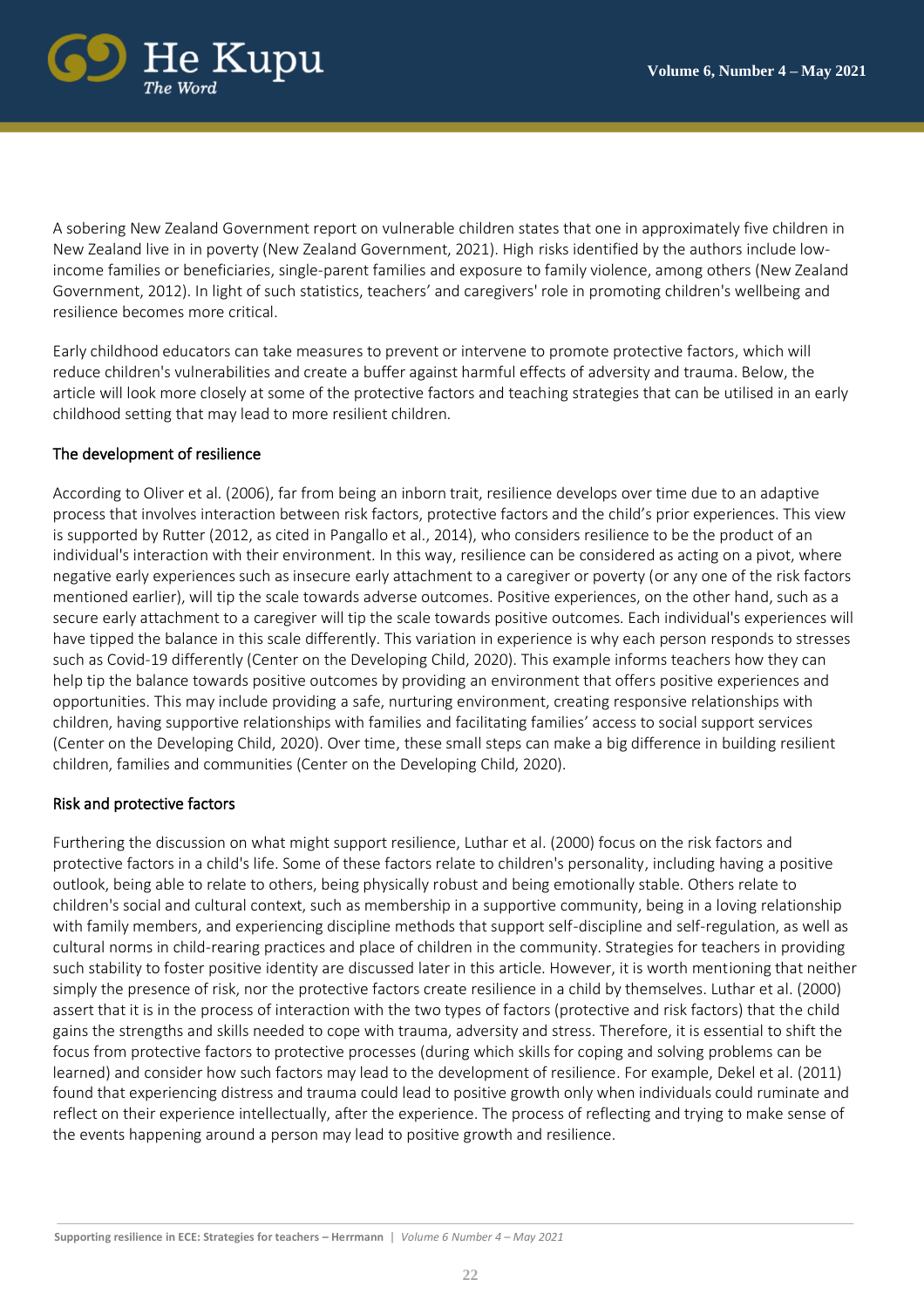A sobering New Zealand Government report on vulnerable children states that one in approximately five children in New Zealand live in poverty (New Zealand Government, 2021). High risks identified by the authors include low-income families or beneficiaries, single-parent families and exposure to family violence, among others (New Zealand Government, 2012). In light of such statistics, teachers' and caregivers' role in promoting children's wellbeing and resilience becomes more critical.

Early childhood educators can take measures to prevent or intervene to promote protective factors, which will reduce children's vulnerabilities and create a buffer against harmful effects of adversity and trauma. Below, the article will look more closely at some of the protective factors and teaching strategies that can be utilised in an early childhood setting that may lead to more resilient children.

## The development of resilience

According to Oliver et al. (2006), far from being an inborn trait, resilience develops over time due to an adaptive process that involves interaction between risk factors, protective factors and the child's prior experiences. This view is supported by Rutter (2012, as cited in Pangallo et al., 2014), who considers resilience to be the product of an individual's interaction with their environment. In this way, resilience can be considered as acting on a pivot, where negative early experiences such as insecure early attachment to a caregiver or poverty (or any one of the risk factors mentioned earlier), will tip the scale towards adverse outcomes. Positive experiences, on the other hand, such as a secure early attachment to a caregiver will tip the scale towards positive outcomes. Each individual's experiences will have tipped the balance in this scale differently. This variation in experience is why each person responds to stresses such as Covid-19 differently (Center on the Developing Child, 2020). This example informs teachers how they can help tip the balance towards positive outcomes by providing an environment that offers positive experiences and opportunities. This may include providing a safe, nurturing environment, creating responsive relationships with children, having supportive relationships with families and facilitating families' access to social support services (Center on the Developing Child, 2020). Over time, these small steps can make a big difference in building resilient children, families and communities (Center on the Developing Child, 2020).

## Risk and protective factors

Furthering the discussion on what might support resilience, Luthar et al. (2000) focus on the risk factors and protective factors in a child's life. Some of these factors relate to children's personality, including having a positive outlook, being able to relate to others, being physically robust and being emotionally stable. Others relate to children's social and cultural context, such as membership in a supportive community, being in a loving relationship with family members, and experiencing discipline methods that support self-discipline and self-regulation, as well as cultural norms in child-rearing practices and place of children in the community. Strategies for teachers in providing such stability to foster positive identity are discussed later in this article. However, it is worth mentioning that neither simply the presence of risk, nor the protective factors create resilience in a child by themselves. Luthar et al. (2000) assert that it is in the process of interaction with the two types of factors (protective and risk factors) that the child gains the strengths and skills needed to cope with trauma, adversity and stress. Therefore, it is essential to shift the focus from protective factors to protective processes (during which skills for coping and solving problems can be learned) and consider how such factors may lead to the development of resilience. For example, Dekel et al. (2011) found that experiencing distress and trauma could lead to positive growth only when individuals could ruminate and reflect on their experience intellectually, after the experience. The process of reflecting and trying to make sense of the events happening around a person may lead to positive growth and resilience.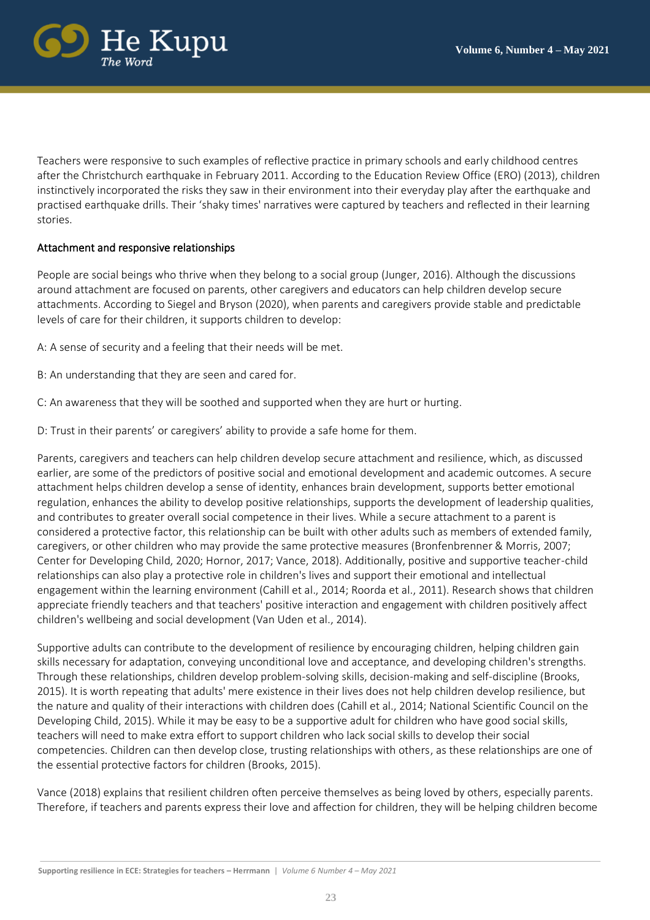Teachers were responsive to such examples of reflective practice in primary schools and early childhood centres after the Christchurch earthquake in February 2011. According to the Education Review Office (ERO) (2013), children instinctively incorporated the risks they saw in their environment into their everyday play after the earthquake and practised earthquake drills. Their 'shaky times' narratives were captured by teachers and reflected in their learning stories.

### Attachment and responsive relationships

People are social beings who thrive when they belong to a social group (Junger, 2016). Although the discussions around attachment are focused on parents, other caregivers and educators can help children develop secure attachments. According to Siegel and Bryson (2020), when parents and caregivers provide stable and predictable levels of care for their children, it supports children to develop:

A: A sense of security and a feeling that their needs will be met.

B: An understanding that they are seen and cared for.

C: An awareness that they will be soothed and supported when they are hurt or hurting.

D: Trust in their parents' or caregivers' ability to provide a safe home for them.

Parents, caregivers and teachers can help children develop secure attachment and resilience, which, as discussed earlier, are some of the predictors of positive social and emotional development and academic outcomes. A secure attachment helps children develop a sense of identity, enhances brain development, supports better emotional regulation, enhances the ability to develop positive relationships, supports the development of leadership qualities, and contributes to greater overall social competence in their lives. While a secure attachment to a parent is considered a protective factor, this relationship can be built with other adults such as members of extended family, caregivers, or other children who may provide the same protective measures (Bronfenbrenner & Morris, 2007; Center for Developing Child, 2020; Hornor, 2017; Vance, 2018). Additionally, positive and supportive teacher-child relationships can also play a protective role in children's lives and support their emotional and intellectual engagement within the learning environment (Cahill et al., 2014; Roorda et al., 2011). Research shows that children appreciate friendly teachers and that teachers' positive interaction and engagement with children positively affect children's wellbeing and social development (Van Uden et al., 2014).

Supportive adults can contribute to the development of resilience by encouraging children, helping children gain skills necessary for adaptation, conveying unconditional love and acceptance, and developing children's strengths. Through these relationships, children develop problem-solving skills, decision-making and self-discipline (Brooks, 2015). It is worth repeating that adults' mere existence in their lives does not help children develop resilience, but the nature and quality of their interactions with children does (Cahill et al., 2014; National Scientific Council on the Developing Child, 2015). While it may be easy to be a supportive adult for children who have good social skills, teachers will need to make extra effort to support children who lack social skills to develop their social competencies. Children can then develop close, trusting relationships with others, as these relationships are one of the essential protective factors for children (Brooks, 2015).

Vance (2018) explains that resilient children often perceive themselves as being loved by others, especially parents. Therefore, if teachers and parents express their love and affection for children, they will be helping children become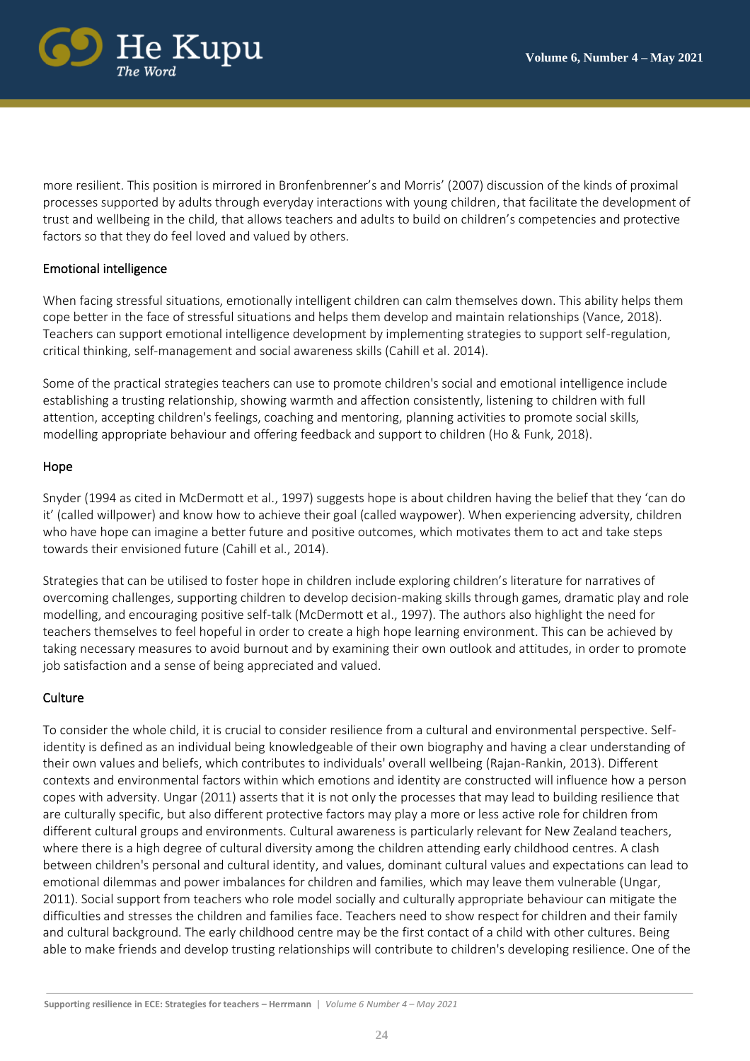more resilient. This position is mirrored in Bronfenbrenner's and Morris' (2007) discussion of the kinds of proximal processes supported by adults through everyday interactions with young children, that facilitate the development of trust and wellbeing in the child, that allows teachers and adults to build on children's competencies and protective factors so that they do feel loved and valued by others.

## Emotional intelligence

When facing stressful situations, emotionally intelligent children can calm themselves down. This ability helps them cope better in the face of stressful situations and helps them develop and maintain relationships (Vance, 2018). Teachers can support emotional intelligence development by implementing strategies to support self-regulation, critical thinking, self-management and social awareness skills (Cahill et al. 2014).

Some of the practical strategies teachers can use to promote children's social and emotional intelligence include establishing a trusting relationship, showing warmth and affection consistently, listening to children with full attention, accepting children's feelings, coaching and mentoring, planning activities to promote social skills, modelling appropriate behaviour and offering feedback and support to children (Ho & Funk, 2018).

## Hope

Snyder (1994 as cited in McDermott et al., 1997) suggests hope is about children having the belief that they 'can do it' (called willpower) and know how to achieve their goal (called waypower). When experiencing adversity, children who have hope can imagine a better future and positive outcomes, which motivates them to act and take steps towards their envisioned future (Cahill et al., 2014).

Strategies that can be utilised to foster hope in children include exploring children's literature for narratives of overcoming challenges, supporting children to develop decision-making skills through games, dramatic play and role modelling, and encouraging positive self-talk (McDermott et al., 1997). The authors also highlight the need for teachers themselves to feel hopeful in order to create a high hope learning environment. This can be achieved by taking necessary measures to avoid burnout and by examining their own outlook and attitudes, in order to promote job satisfaction and a sense of being appreciated and valued.

## Culture

To consider the whole child, it is crucial to consider resilience from a cultural and environmental perspective. Self-identity is defined as an individual being knowledgeable of their own biography and having a clear understanding of their own values and beliefs, which contributes to individuals' overall wellbeing (Rajan-Rankin, 2013). Different contexts and environmental factors within which emotions and identity are constructed will influence how a person copes with adversity. Ungar (2011) asserts that it is not only the processes that may lead to building resilience that are culturally specific, but also different protective factors may play a more or less active role for children from different cultural groups and environments. Cultural awareness is particularly relevant for New Zealand teachers, where there is a high degree of cultural diversity among the children attending early childhood centres. A clash between children's personal and cultural identity, and values, dominant cultural values and expectations can lead to emotional dilemmas and power imbalances for children and families, which may leave them vulnerable (Ungar, 2011). Social support from teachers who role model socially and culturally appropriate behaviour can mitigate the difficulties and stresses the children and families face. Teachers need to show respect for children and their family and cultural background. The early childhood centre may be the first contact of a child with other cultures. Being able to make friends and develop trusting relationships will contribute to children's developing resilience. One of the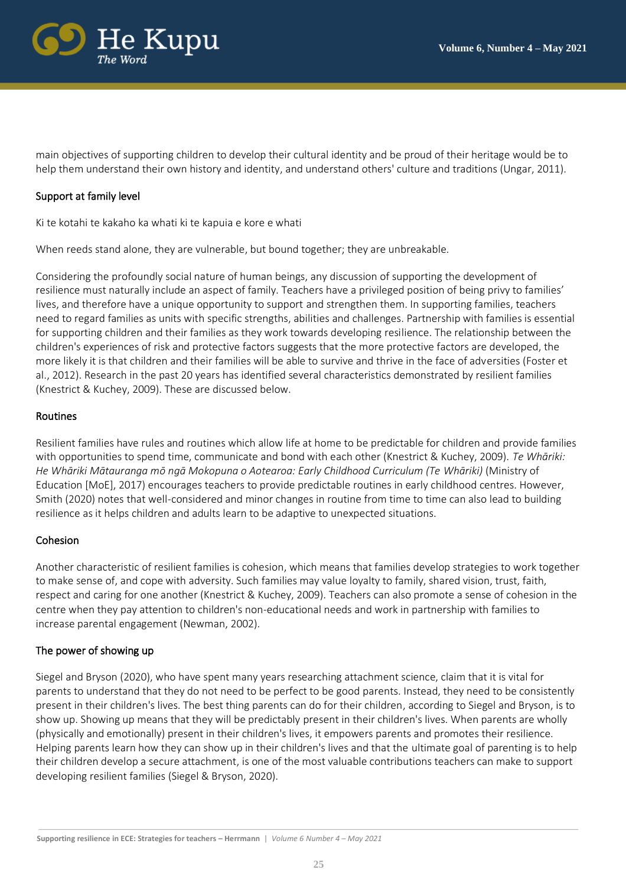main objectives of supporting children to develop their cultural identity and be proud of their heritage would be to help them understand their own history and identity, and understand others' culture and traditions (Ungar, 2011).

### Support at family level

Ki te kotahi te kakaho ka whati ki te kapuia e kore e whati

When reeds stand alone, they are vulnerable, but bound together; they are unbreakable.

Considering the profoundly social nature of human beings, any discussion of supporting the development of resilience must naturally include an aspect of family. Teachers have a privileged position of being privy to families' lives, and therefore have a unique opportunity to support and strengthen them. In supporting families, teachers need to regard families as units with specific strengths, abilities and challenges. Partnership with families is essential for supporting children and their families as they work towards developing resilience. The relationship between the children's experiences of risk and protective factors suggests that the more protective factors are developed, the more likely it is that children and their families will be able to survive and thrive in the face of adversities (Foster et al., 2012). Research in the past 20 years has identified several characteristics demonstrated by resilient families (Knestrict & Kuchey, 2009). These are discussed below.

### Routines

Resilient families have rules and routines which allow life at home to be predictable for children and provide families with opportunities to spend time, communicate and bond with each other (Knestrict & Kuchey, 2009). *Te Whāriki: He Whāriki Mātauranga mō ngā Mokopuna o Aotearoa: Early Childhood Curriculum (Te Whāriki)* (Ministry of Education [MoE], 2017) encourages teachers to provide predictable routines in early childhood centres. However, Smith (2020) notes that well-considered and minor changes in routine from time to time can also lead to building resilience as it helps children and adults learn to be adaptive to unexpected situations.

### Cohesion

Another characteristic of resilient families is cohesion, which means that families develop strategies to work together to make sense of, and cope with adversity. Such families may value loyalty to family, shared vision, trust, faith, respect and caring for one another (Knestrict & Kuchey, 2009). Teachers can also promote a sense of cohesion in the centre when they pay attention to children's non-educational needs and work in partnership with families to increase parental engagement (Newman, 2002).

### The power of showing up

Siegel and Bryson (2020), who have spent many years researching attachment science, claim that it is vital for parents to understand that they do not need to be perfect to be good parents. Instead, they need to be consistently present in their children's lives. The best thing parents can do for their children, according to Siegel and Bryson, is to show up. Showing up means that they will be predictably present in their children's lives. When parents are wholly (physically and emotionally) present in their children's lives, it empowers parents and promotes their resilience. Helping parents learn how they can show up in their children's lives and that the ultimate goal of parenting is to help their children develop a secure attachment, is one of the most valuable contributions teachers can make to support developing resilient families (Siegel & Bryson, 2020).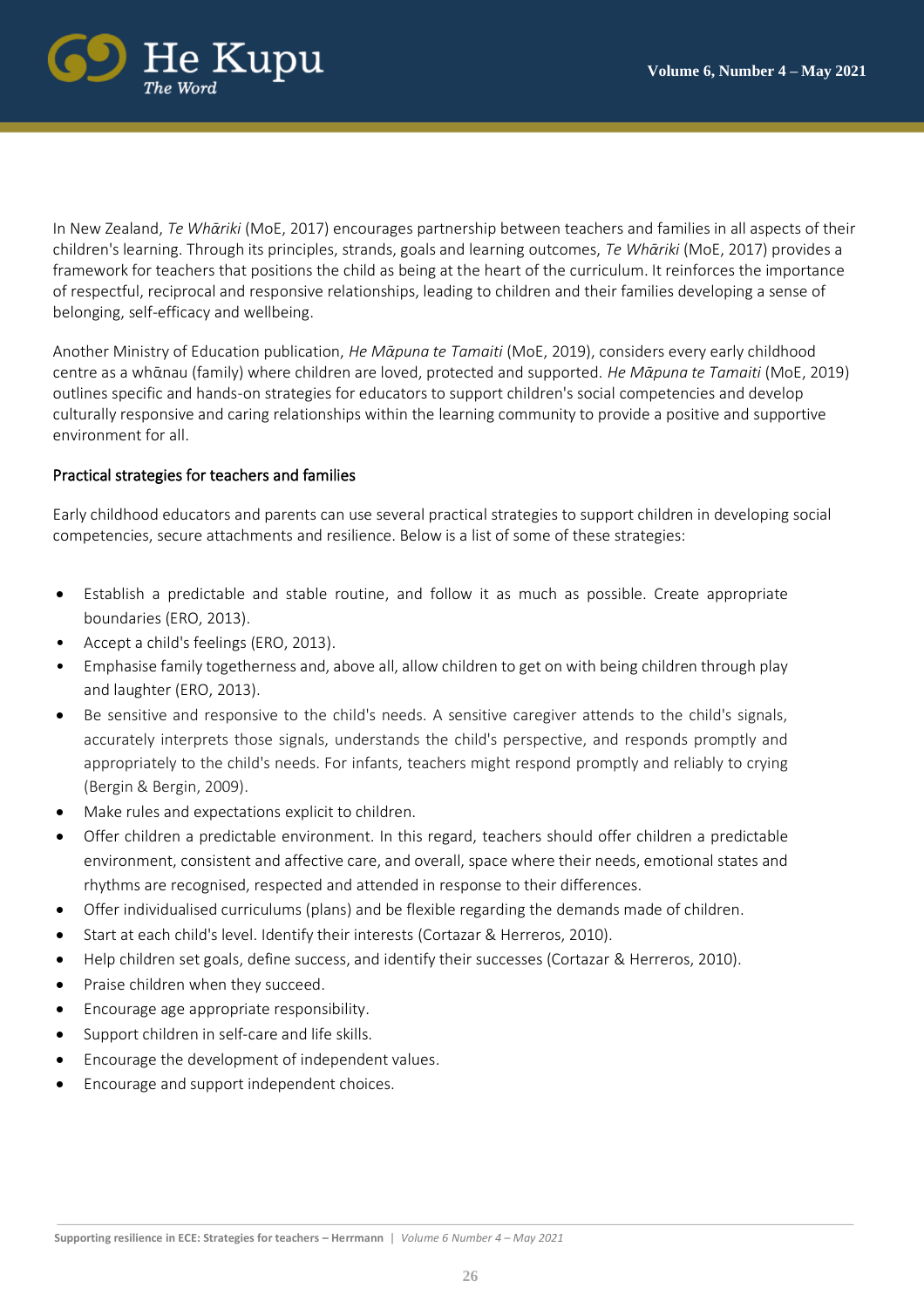In New Zealand, *Te Whāriki* (MoE, 2017) encourages partnership between teachers and families in all aspects of their children's learning. Through its principles, strands, goals and learning outcomes, *Te Whāriki* (MoE, 2017) provides a framework for teachers that positions the child as being at the heart of the curriculum. It reinforces the importance of respectful, reciprocal and responsive relationships, leading to children and their families developing a sense of belonging, self-efficacy and wellbeing.

Another Ministry of Education publication, *He Māpuna te Tamaiti* (MoE, 2019), considers every early childhood centre as a whānau (family) where children are loved, protected and supported. *He Māpuna te Tamaiti* (MoE, 2019) outlines specific and hands-on strategies for educators to support children's social competencies and develop culturally responsive and caring relationships within the learning community to provide a positive and supportive environment for all.

## Practical strategies for teachers and families

Early childhood educators and parents can use several practical strategies to support children in developing social competencies, secure attachments and resilience. Below is a list of some of these strategies:

- Establish a predictable and stable routine, and follow it as much as possible. Create appropriate boundaries (ERO, 2013).
- Accept a child's feelings (ERO, 2013).
- Emphasise family togetherness and, above all, allow children to get on with being children through play and laughter (ERO, 2013).
- Be sensitive and responsive to the child's needs. A sensitive caregiver attends to the child's signals, accurately interprets those signals, understands the child's perspective, and responds promptly and appropriately to the child's needs. For infants, teachers might respond promptly and reliably to crying (Bergin & Bergin, 2009).
- Make rules and expectations explicit to children.
- Offer children a predictable environment. In this regard, teachers should offer children a predictable environment, consistent and affective care, and overall, space where their needs, emotional states and rhythms are recognised, respected and attended in response to their differences.
- Offer individualised curriculums (plans) and be flexible regarding the demands made of children.
- Start at each child's level. Identify their interests (Cortazar & Herreros, 2010).
- Help children set goals, define success, and identify their successes (Cortazar & Herreros, 2010).
- Praise children when they succeed.
- Encourage age appropriate responsibility.
- Support children in self-care and life skills.
- Encourage the development of independent values.
- Encourage and support independent choices.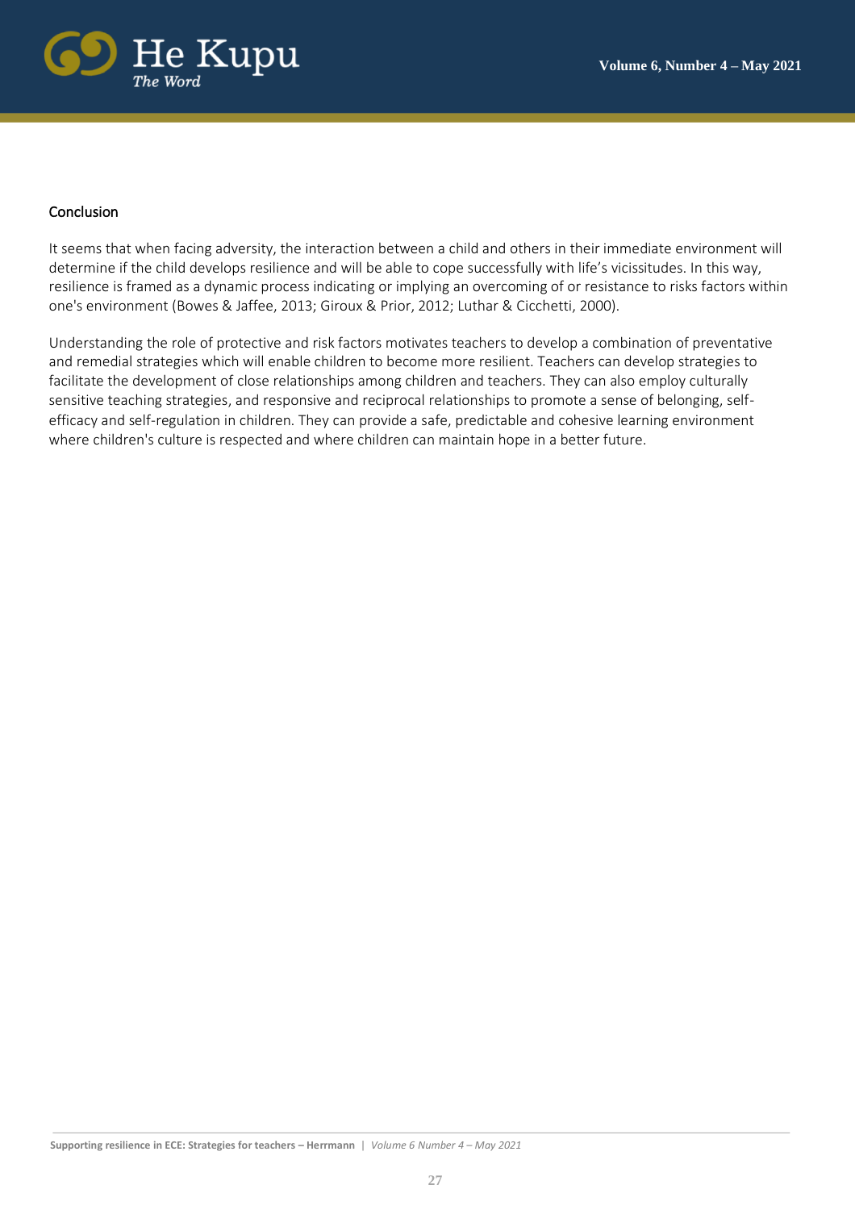## Conclusion

It seems that when facing adversity, the interaction between a child and others in their immediate environment will determine if the child develops resilience and will be able to cope successfully with life's vicissitudes. In this way, resilience is framed as a dynamic process indicating or implying an overcoming of or resistance to risks factors within one's environment (Bowes & Jaffee, 2013; Giroux & Prior, 2012; Luthar & Cicchetti, 2000).

Understanding the role of protective and risk factors motivates teachers to develop a combination of preventative and remedial strategies which will enable children to become more resilient. Teachers can develop strategies to facilitate the development of close relationships among children and teachers. They can also employ culturally sensitive teaching strategies, and responsive and reciprocal relationships to promote a sense of belonging, self-efficacy and self-regulation in children. They can provide a safe, predictable and cohesive learning environment where children's culture is respected and where children can maintain hope in a better future.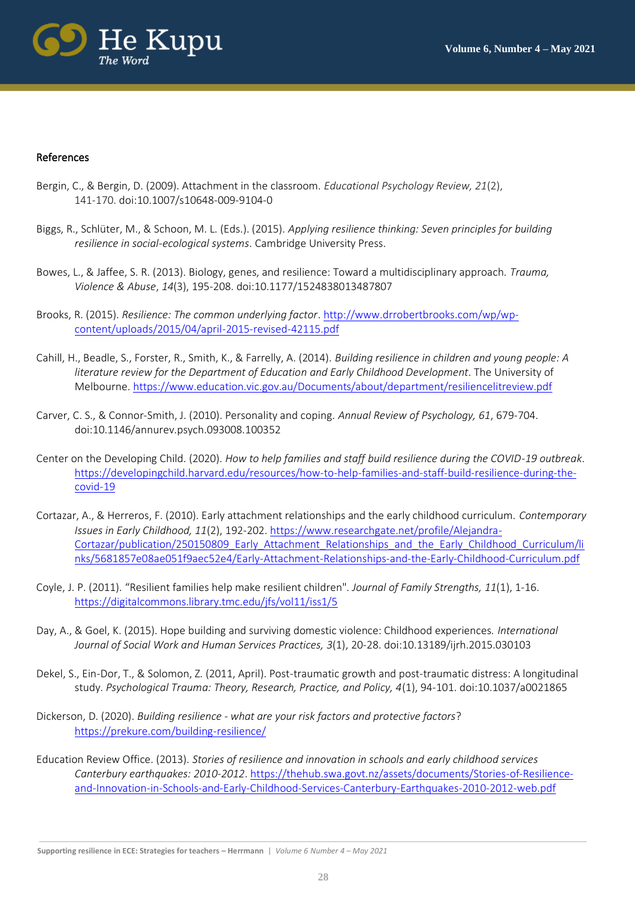## References

Bergin, C., & Bergin, D. (2009). Attachment in the classroom. *Educational Psychology Review, 21*(2), 141-170. doi:10.1007/s10648-009-9104-0

Biggs, R., Schlüter, M., & Schoon, M. L. (Eds.). (2015). *Applying resilience thinking: Seven principles for building resilience in social-ecological systems*. Cambridge University Press.

Bowes, L., & Jaffee, S. R. (2013). Biology, genes, and resilience: Toward a multidisciplinary approach. *Trauma, Violence & Abuse*, *14*(3), 195-208. doi:10.1177/1524838013487807

Brooks, R. (2015). *Resilience: The common underlying factor*. http://www.drrobertbrooks.com/wp/wp-content/uploads/2015/04/april-2015-revised-42115.pdf

Cahill, H., Beadle, S., Forster, R., Smith, K., & Farrelly, A. (2014). *Building resilience in children and young people: A literature review for the Department of Education and Early Childhood Development*. The University of Melbourne. https://www.education.vic.gov.au/Documents/about/department/resiliencelitreview.pdf

Carver, C. S., & Connor-Smith, J. (2010). Personality and coping. *Annual Review of Psychology, 61*, 679-704. doi:10.1146/annurev.psych.093008.100352

Center on the Developing Child. (2020). *How to help families and staff build resilience during the COVID-19 outbreak*. https://developingchild.harvard.edu/resources/how-to-help-families-and-staff-build-resilience-during-the-covid-19

Cortazar, A., & Herreros, F. (2010). Early attachment relationships and the early childhood curriculum. *Contemporary Issues in Early Childhood, 11*(2), 192-202. https://www.researchgate.net/profile/Alejandra-Cortazar/publication/250150809_Early_Attachment_Relationships_and_the_Early_Childhood_Curriculum/links/5681857e08ae051f9aec52e4/Early-Attachment-Relationships-and-the-Early-Childhood-Curriculum.pdf

Coyle, J. P. (2011). "Resilient families help make resilient children". *Journal of Family Strengths, 11*(1), 1-16. https://digitalcommons.library.tmc.edu/jfs/vol11/iss1/5

Day, A., & Goel, K. (2015). Hope building and surviving domestic violence: Childhood experiences. *International Journal of Social Work and Human Services Practices, 3*(1), 20-28. doi:10.13189/ijrh.2015.030103

Dekel, S., Ein-Dor, T., & Solomon, Z. (2011, April). Post-traumatic growth and post-traumatic distress: A longitudinal study. *Psychological Trauma: Theory, Research, Practice, and Policy, 4*(1), 94-101. doi:10.1037/a0021865

Dickerson, D. (2020). *Building resilience - what are your risk factors and protective factors*? https://prekure.com/building-resilience/

Education Review Office. (2013). *Stories of resilience and innovation in schools and early childhood services Canterbury earthquakes: 2010-2012*. https://thehub.swa.govt.nz/assets/documents/Stories-of-Resilience-and-Innovation-in-Schools-and-Early-Childhood-Services-Canterbury-Earthquakes-2010-2012-web.pdf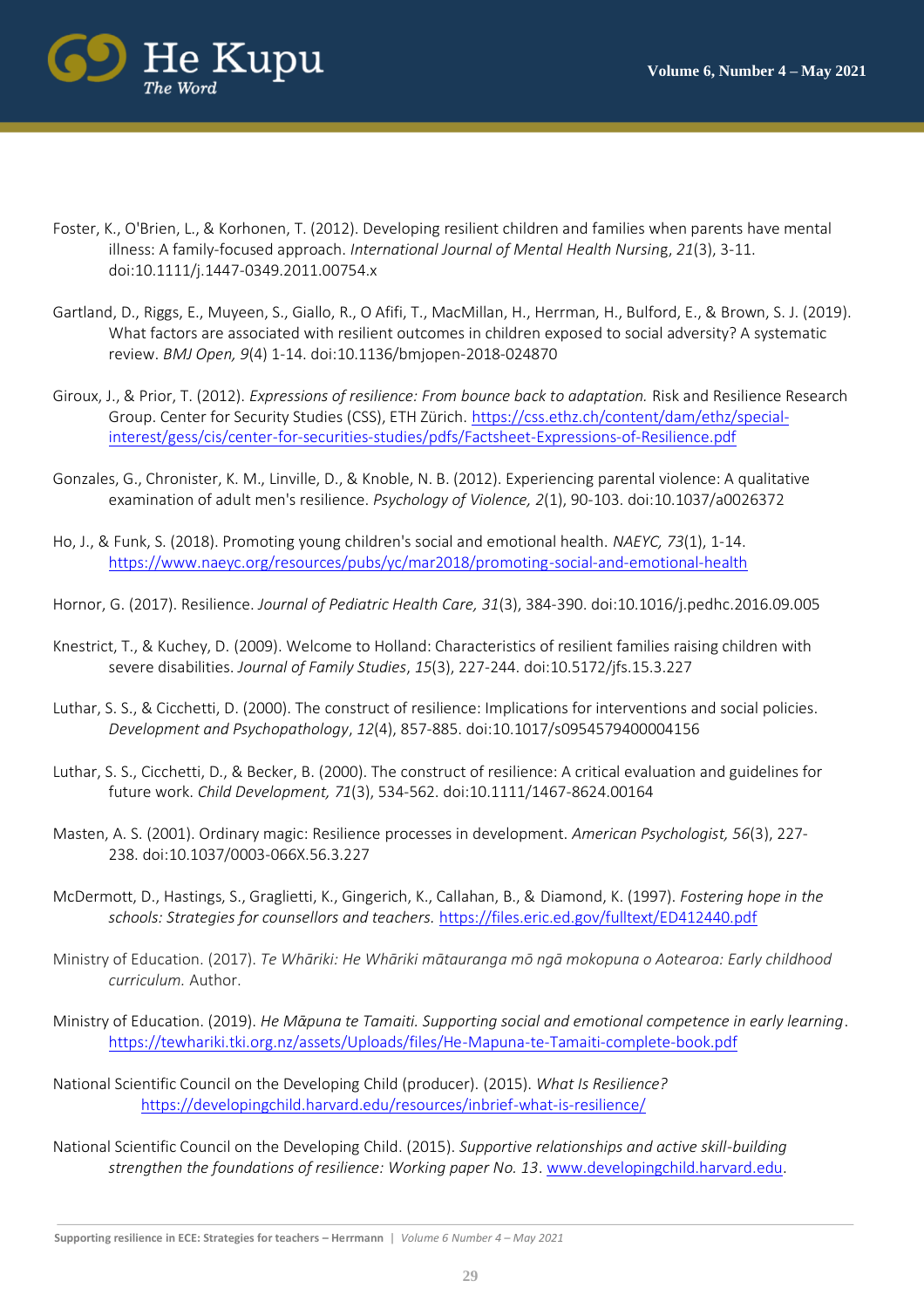Foster, K., O'Brien, L., & Korhonen, T. (2012). Developing resilient children and families when parents have mental illness: A family-focused approach. *International Journal of Mental Health Nursing*, *21*(3), 3-11. doi:10.1111/j.1447-0349.2011.00754.x

Gartland, D., Riggs, E., Muyeen, S., Giallo, R., O Afifi, T., MacMillan, H., Herrman, H., Bulford, E., & Brown, S. J. (2019). What factors are associated with resilient outcomes in children exposed to social adversity? A systematic review. *BMJ Open, 9*(4) 1-14. doi:10.1136/bmjopen-2018-024870

Giroux, J., & Prior, T. (2012). *Expressions of resilience: From bounce back to adaptation.* Risk and Resilience Research Group. Center for Security Studies (CSS), ETH Zürich. https://css.ethz.ch/content/dam/ethz/special-interest/gess/cis/center-for-securities-studies/pdfs/Factsheet-Expressions-of-Resilience.pdf

Gonzales, G., Chronister, K. M., Linville, D., & Knoble, N. B. (2012). Experiencing parental violence: A qualitative examination of adult men's resilience. *Psychology of Violence, 2*(1), 90-103. doi:10.1037/a0026372

Ho, J., & Funk, S. (2018). Promoting young children's social and emotional health. *NAEYC, 73*(1), 1-14. https://www.naeyc.org/resources/pubs/yc/mar2018/promoting-social-and-emotional-health

Hornor, G. (2017). Resilience. *Journal of Pediatric Health Care, 31*(3), 384-390. doi:10.1016/j.pedhc.2016.09.005

Knestrict, T., & Kuchey, D. (2009). Welcome to Holland: Characteristics of resilient families raising children with severe disabilities. *Journal of Family Studies*, *15*(3), 227-244. doi:10.5172/jfs.15.3.227

Luthar, S. S., & Cicchetti, D. (2000). The construct of resilience: Implications for interventions and social policies. *Development and Psychopathology*, *12*(4), 857-885. doi:10.1017/s0954579400004156

Luthar, S. S., Cicchetti, D., & Becker, B. (2000). The construct of resilience: A critical evaluation and guidelines for future work. *Child Development, 71*(3), 534-562. doi:10.1111/1467-8624.00164

Masten, A. S. (2001). Ordinary magic: Resilience processes in development. *American Psychologist, 56*(3), 227-238. doi:10.1037/0003-066X.56.3.227

McDermott, D., Hastings, S., Graglietti, K., Gingerich, K., Callahan, B., & Diamond, K. (1997). *Fostering hope in the schools: Strategies for counsellors and teachers.* https://files.eric.ed.gov/fulltext/ED412440.pdf

Ministry of Education. (2017). *Te Whāriki: He Whāriki mātauranga mō ngā mokopuna o Aotearoa: Early childhood curriculum.* Author.

Ministry of Education. (2019). *He Māpuna te Tamaiti. Supporting social and emotional competence in early learning*. https://tewhariki.tki.org.nz/assets/Uploads/files/He-Mapuna-te-Tamaiti-complete-book.pdf

National Scientific Council on the Developing Child (producer). (2015). *What Is Resilience?* https://developingchild.harvard.edu/resources/inbrief-what-is-resilience/

National Scientific Council on the Developing Child. (2015). *Supportive relationships and active skill-building strengthen the foundations of resilience: Working paper No. 13*. www.developingchild.harvard.edu.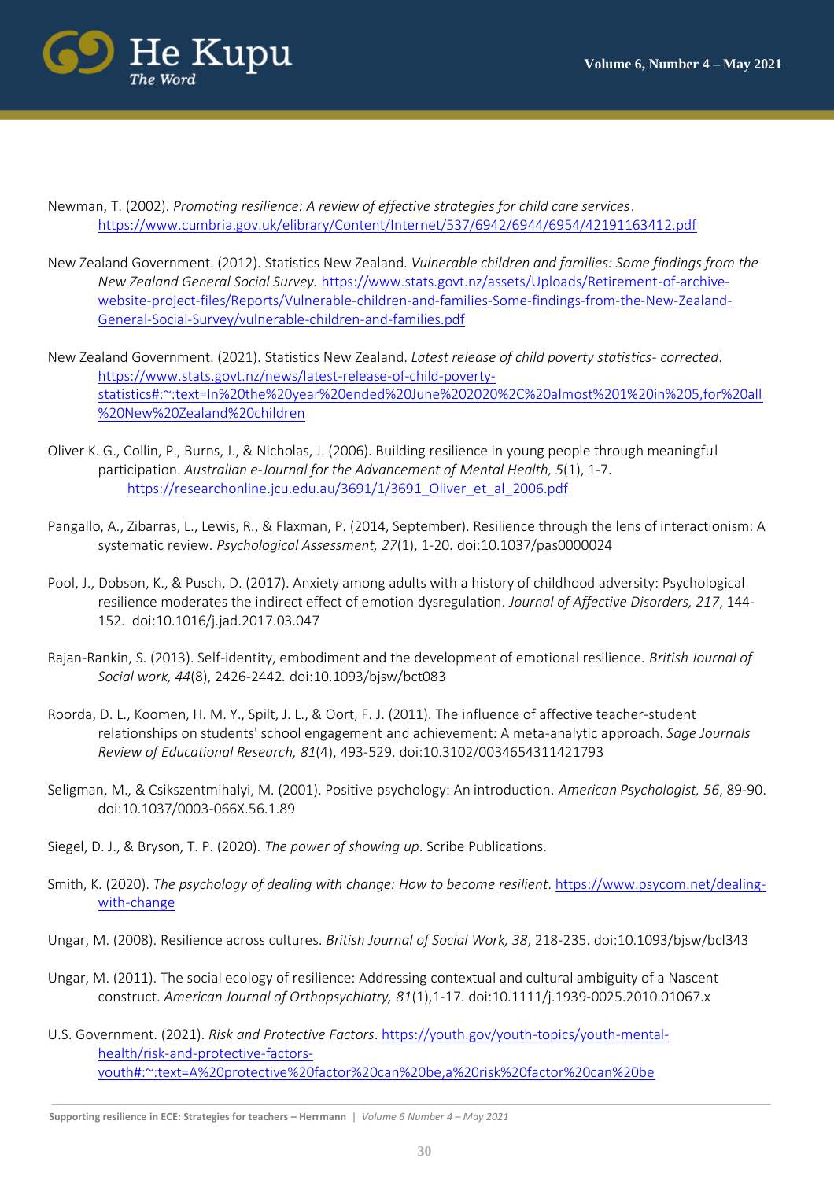Newman, T. (2002). *Promoting resilience: A review of effective strategies for child care services*. https://www.cumbria.gov.uk/elibrary/Content/Internet/537/6942/6944/6954/42191163412.pdf

New Zealand Government. (2012). Statistics New Zealand. *Vulnerable children and families: Some findings from the New Zealand General Social Survey.* https://www.stats.govt.nz/assets/Uploads/Retirement-of-archive-website-project-files/Reports/Vulnerable-children-and-families-Some-findings-from-the-New-Zealand-General-Social-Survey/vulnerable-children-and-families.pdf

New Zealand Government. (2021). Statistics New Zealand. *Latest release of child poverty statistics- corrected*. https://www.stats.govt.nz/news/latest-release-of-child-poverty-statistics#:~:text=In%20the%20year%20ended%20June%202020%2C%20almost%201%20in%205,for%20all%20New%20Zealand%20children

Oliver K. G., Collin, P., Burns, J., & Nicholas, J. (2006). Building resilience in young people through meaningful participation. *Australian e-Journal for the Advancement of Mental Health, 5*(1), 1-7. https://researchonline.jcu.edu.au/3691/1/3691_Oliver_et_al_2006.pdf

Pangallo, A., Zibarras, L., Lewis, R., & Flaxman, P. (2014, September). Resilience through the lens of interactionism: A systematic review. *Psychological Assessment, 27*(1), 1-20. doi:10.1037/pas0000024

Pool, J., Dobson, K., & Pusch, D. (2017). Anxiety among adults with a history of childhood adversity: Psychological resilience moderates the indirect effect of emotion dysregulation. *Journal of Affective Disorders, 217*, 144-152. doi:10.1016/j.jad.2017.03.047

Rajan-Rankin, S. (2013). Self-identity, embodiment and the development of emotional resilience. *British Journal of Social work, 44*(8), 2426-2442. doi:10.1093/bjsw/bct083

Roorda, D. L., Koomen, H. M. Y., Spilt, J. L., & Oort, F. J. (2011). The influence of affective teacher-student relationships on students' school engagement and achievement: A meta-analytic approach. *Sage Journals Review of Educational Research, 81*(4), 493-529. doi:10.3102/0034654311421793

Seligman, M., & Csikszentmihalyi, M. (2001). Positive psychology: An introduction. *American Psychologist, 56*, 89-90. doi:10.1037/0003-066X.56.1.89

Siegel, D. J., & Bryson, T. P. (2020). *The power of showing up*. Scribe Publications.

Smith, K. (2020). *The psychology of dealing with change: How to become resilient*. https://www.psycom.net/dealing-with-change

Ungar, M. (2008). Resilience across cultures. *British Journal of Social Work, 38*, 218-235. doi:10.1093/bjsw/bcl343

Ungar, M. (2011). The social ecology of resilience: Addressing contextual and cultural ambiguity of a Nascent construct. *American Journal of Orthopsychiatry, 81*(1),1-17. doi:10.1111/j.1939-0025.2010.01067.x

U.S. Government. (2021). *Risk and Protective Factors*. https://youth.gov/youth-topics/youth-mental-health/risk-and-protective-factors-youth#:~:text=A%20protective%20factor%20can%20be,a%20risk%20factor%20can%20be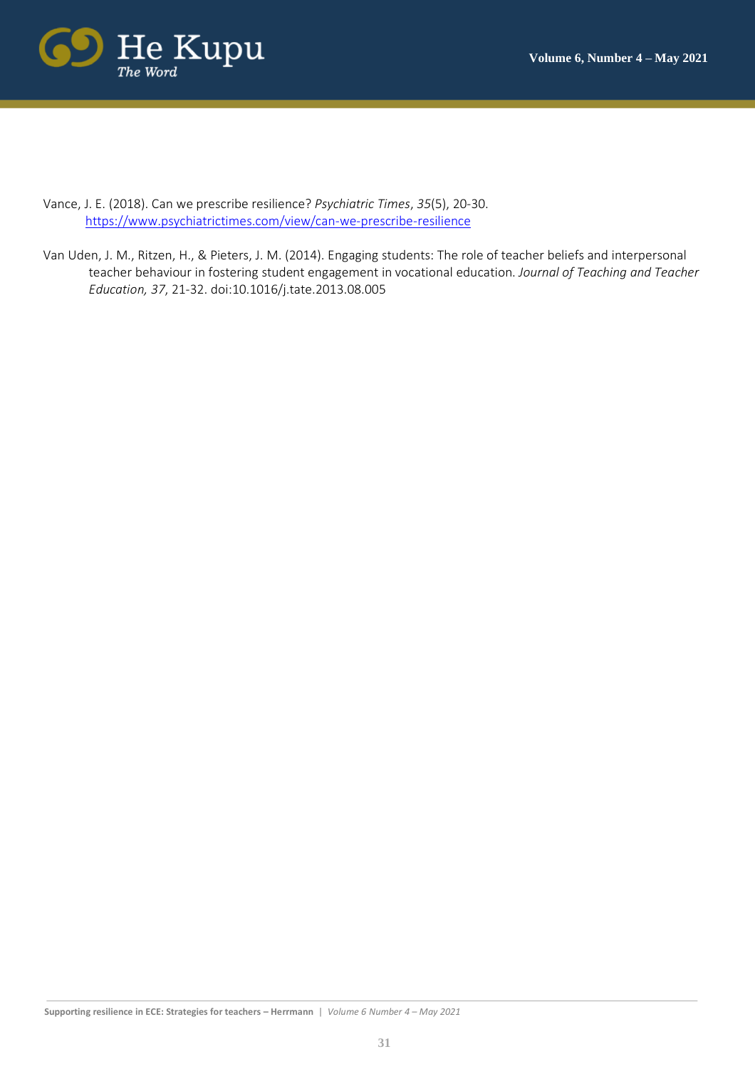Vance, J. E. (2018). Can we prescribe resilience? *Psychiatric Times*, *35*(5), 20-30. https://www.psychiatrictimes.com/view/can-we-prescribe-resilience

Van Uden, J. M., Ritzen, H., & Pieters, J. M. (2014). Engaging students: The role of teacher beliefs and interpersonal teacher behaviour in fostering student engagement in vocational education. *Journal of Teaching and Teacher Education, 37*, 21-32. doi:10.1016/j.tate.2013.08.005